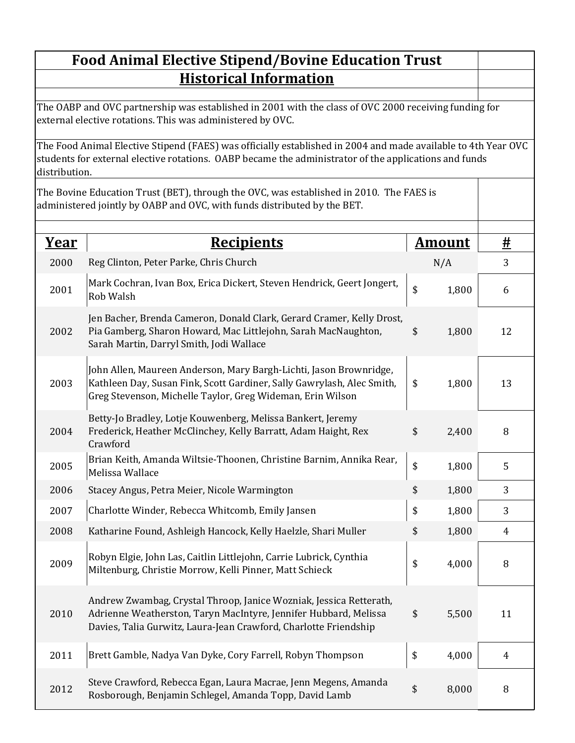# Food Animal Elective Stipend/Bovine Education Trust

## Historical Information

The OABP and OVC partnership was established in 2001 with the class of OVC 2000 receiving funding for external elective rotations. This was administered by OVC.

The Food Animal Elective Stipend (FAES) was officially established in 2004 and made available to 4th Year OVC students for external elective rotations. OABP became the administrator of the applications and funds distribution.

The Bovine Education Trust (BET), through the OVC, was established in 2010. The FAES is administered jointly by OABP and OVC, with funds distributed by the BET.

| Year | Recipients | Amount | # |
|---|---|---|---|
| 2000 | Reg Clinton, Peter Parke, Chris Church | N/A | 3 |
| 2001 | Mark Cochran, Ivan Box, Erica Dickert, Steven Hendrick, Geert Jongert, Rob Walsh | $ 1,800 | 6 |
| 2002 | Jen Bacher, Brenda Cameron, Donald Clark, Gerard Cramer, Kelly Drost, Pia Gamberg, Sharon Howard, Mac Littlejohn, Sarah MacNaughton, Sarah Martin, Darryl Smith, Jodi Wallace | $ 1,800 | 12 |
| 2003 | John Allen, Maureen Anderson, Mary Bargh-Lichti, Jason Brownridge, Kathleen Day, Susan Fink, Scott Gardiner, Sally Gawrylash, Alec Smith, Greg Stevenson, Michelle Taylor, Greg Wideman, Erin Wilson | $ 1,800 | 13 |
| 2004 | Betty-Jo Bradley, Lotje Kouwenberg, Melissa Bankert, Jeremy Frederick, Heather McClinchey, Kelly Barratt, Adam Haight, Rex Crawford | $ 2,400 | 8 |
| 2005 | Brian Keith, Amanda Wiltsie-Thoonen, Christine Barnim, Annika Rear, Melissa Wallace | $ 1,800 | 5 |
| 2006 | Stacey Angus, Petra Meier, Nicole Warmington | $ 1,800 | 3 |
| 2007 | Charlotte Winder, Rebecca Whitcomb, Emily Jansen | $ 1,800 | 3 |
| 2008 | Katharine Found, Ashleigh Hancock, Kelly Haelzle, Shari Muller | $ 1,800 | 4 |
| 2009 | Robyn Elgie, John Las, Caitlin Littlejohn, Carrie Lubrick, Cynthia Miltenburg, Christie Morrow, Kelli Pinner, Matt Schieck | $ 4,000 | 8 |
| 2010 | Andrew Zwambag, Crystal Throop, Janice Wozniak, Jessica Retterath, Adrienne Weatherston, Taryn MacIntyre, Jennifer Hubbard, Melissa Davies, Talia Gurwitz, Laura-Jean Crawford, Charlotte Friendship | $ 5,500 | 11 |
| 2011 | Brett Gamble, Nadya Van Dyke, Cory Farrell, Robyn Thompson | $ 4,000 | 4 |
| 2012 | Steve Crawford, Rebecca Egan, Laura Macrae, Jenn Megens, Amanda Rosborough, Benjamin Schlegel, Amanda Topp, David Lamb | $ 8,000 | 8 |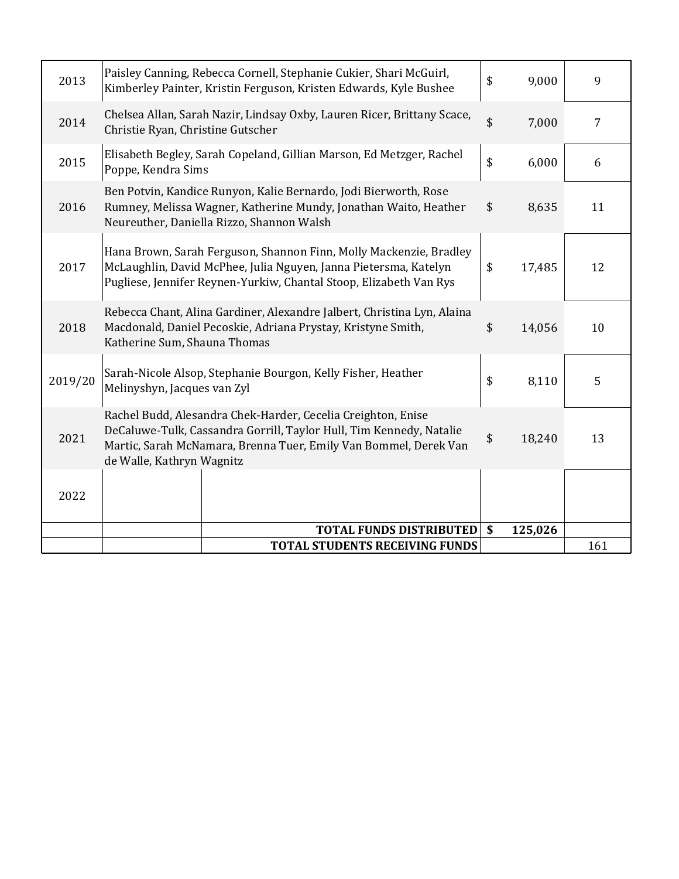| | | | |
|---|---|---|---|
| 2013 | Paisley Canning, Rebecca Cornell, Stephanie Cukier, Shari McGuirl, Kimberley Painter, Kristin Ferguson, Kristen Edwards, Kyle Bushee | $ 9,000 | 9 |
| 2014 | Chelsea Allan, Sarah Nazir, Lindsay Oxby, Lauren Ricer, Brittany Scace, Christie Ryan, Christine Gutscher | $ 7,000 | 7 |
| 2015 | Elisabeth Begley, Sarah Copeland, Gillian Marson, Ed Metzger, Rachel Poppe, Kendra Sims | $ 6,000 | 6 |
| 2016 | Ben Potvin, Kandice Runyon, Kalie Bernardo, Jodi Bierworth, Rose Rumney, Melissa Wagner, Katherine Mundy, Jonathan Waito, Heather Neureuther, Daniella Rizzo, Shannon Walsh | $ 8,635 | 11 |
| 2017 | Hana Brown, Sarah Ferguson, Shannon Finn, Molly Mackenzie, Bradley McLaughlin, David McPhee, Julia Nguyen, Janna Pietersma, Katelyn Pugliese, Jennifer Reynen-Yurkiw, Chantal Stoop, Elizabeth Van Rys | $ 17,485 | 12 |
| 2018 | Rebecca Chant, Alina Gardiner, Alexandre Jalbert, Christina Lyn, Alaina Macdonald, Daniel Pecoskie, Adriana Prystay, Kristyne Smith, Katherine Sum, Shauna Thomas | $ 14,056 | 10 |
| 2019/20 | Sarah-Nicole Alsop, Stephanie Bourgon, Kelly Fisher, Heather Melinyshyn, Jacques van Zyl | $ 8,110 | 5 |
| 2021 | Rachel Budd, Alesandra Chek-Harder, Cecelia Creighton, Enise DeCaluwe-Tulk, Cassandra Gorrill, Taylor Hull, Tim Kennedy, Natalie Martic, Sarah McNamara, Brenna Tuer, Emily Van Bommel, Derek Van de Walle, Kathryn Wagnitz | $ 18,240 | 13 |
| 2022 | | | |
| | **TOTAL FUNDS DISTRIBUTED** | **$ 125,026** | |
| | **TOTAL STUDENTS RECEIVING FUNDS** | | 161 |